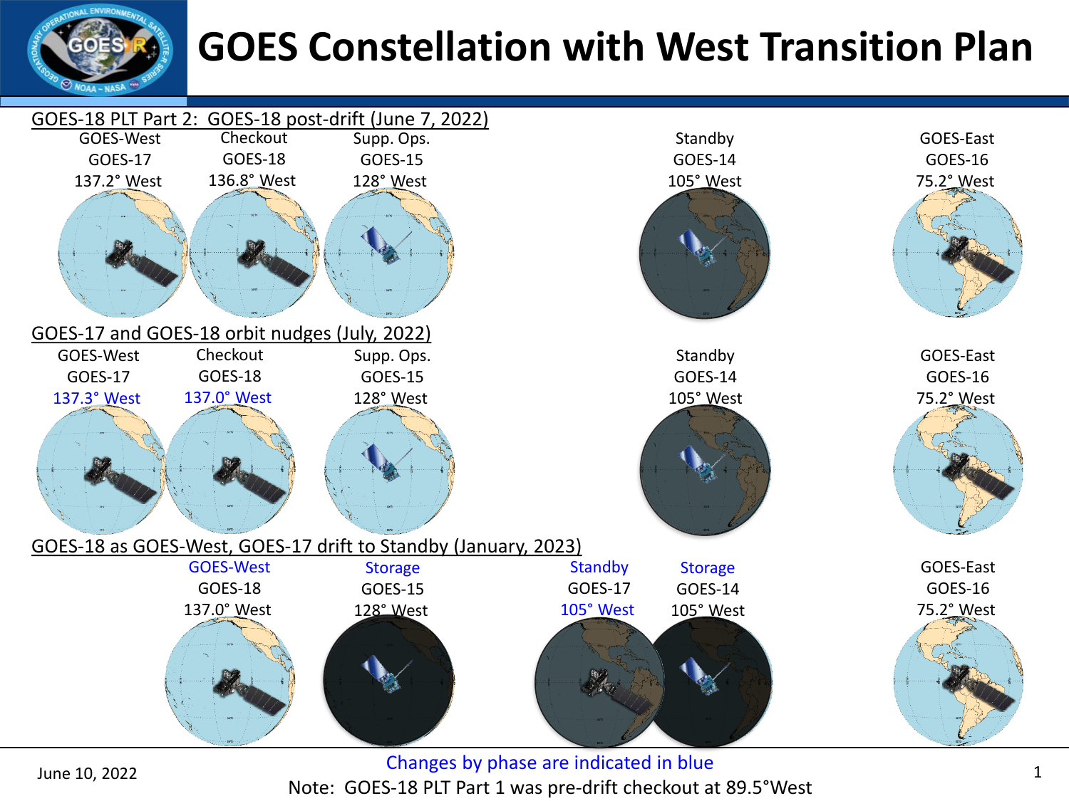# GOES Constellation with West Transition Plan

## GOES-18 PLT Part 2: GOES-18 post-drift (June 7, 2022)

| GOES-West | Checkout | Supp. Ops. | Standby | GOES-East |
|---|---|---|---|---|
| GOES-17 | GOES-18 | GOES-15 | GOES-14 | GOES-16 |
| 137.2° West | 136.8° West | 128° West | 105° West | 75.2° West |

## GOES-17 and GOES-18 orbit nudges (July, 2022)

| GOES-West | Checkout | Supp. Ops. | Standby | GOES-East |
|---|---|---|---|---|
| GOES-17 | GOES-18 | GOES-15 | GOES-14 | GOES-16 |
| 137.3° West | 137.0° West | 128° West | 105° West | 75.2° West |

## GOES-18 as GOES-West, GOES-17 drift to Standby (January, 2023)

| GOES-West | Storage | Standby | Storage | GOES-East |
|---|---|---|---|---|
| GOES-18 | GOES-15 | GOES-17 | GOES-14 | GOES-16 |
| 137.0° West | 128° West | 105° West | 105° West | 75.2° West |

June 10, 2022

Changes by phase are indicated in blue

Note: GOES-18 PLT Part 1 was pre-drift checkout at 89.5°West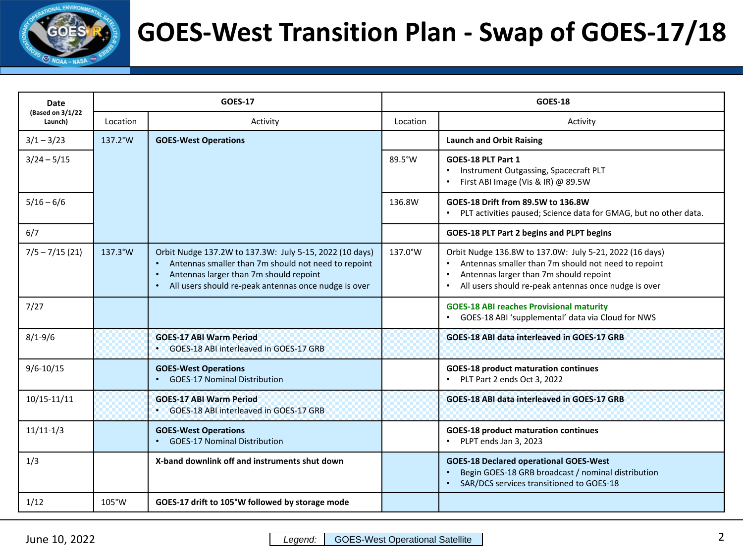# GOES-West Transition Plan - Swap of GOES-17/18

| Date (Based on 3/1/22 Launch) | GOES-17 | | GOES-18 | |
|---|---|---|---|---|
| | Location | Activity | Location | Activity |
| 3/1 – 3/23 | 137.2°W | **GOES-West Operations** | | **Launch and Orbit Raising** |
| 3/24 – 5/15 | | | 89.5°W | **GOES-18 PLT Part 1**<br>• Instrument Outgassing, Spacecraft PLT<br>• First ABI Image (Vis & IR) @ 89.5W |
| 5/16 – 6/6 | | | 136.8W | **GOES-18 Drift from 89.5W to 136.8W**<br>• PLT activities paused; Science data for GMAG, but no other data. |
| 6/7 | | | | **GOES-18 PLT Part 2 begins and PLPT begins** |
| 7/5 – 7/15 (21) | 137.3°W | Orbit Nudge 137.2W to 137.3W: July 5-15, 2022 (10 days)<br>• Antennas smaller than 7m should not need to repoint<br>• Antennas larger than 7m should repoint<br>• All users should re-peak antennas once nudge is over | 137.0°W | Orbit Nudge 136.8W to 137.0W: July 5-21, 2022 (16 days)<br>• Antennas smaller than 7m should not need to repoint<br>• Antennas larger than 7m should repoint<br>• All users should re-peak antennas once nudge is over |
| 7/27 | | | | **GOES-18 ABI reaches Provisional maturity**<br>• GOES-18 ABI 'supplemental' data via Cloud for NWS |
| 8/1-9/6 | | **GOES-17 ABI Warm Period**<br>• GOES-18 ABI interleaved in GOES-17 GRB | | **GOES-18 ABI data interleaved in GOES-17 GRB** |
| 9/6-10/15 | | **GOES-West Operations**<br>• GOES-17 Nominal Distribution | | **GOES-18 product maturation continues**<br>• PLT Part 2 ends Oct 3, 2022 |
| 10/15-11/11 | | **GOES-17 ABI Warm Period**<br>• GOES-18 ABI interleaved in GOES-17 GRB | | **GOES-18 ABI data interleaved in GOES-17 GRB** |
| 11/11-1/3 | | **GOES-West Operations**<br>• GOES-17 Nominal Distribution | | **GOES-18 product maturation continues**<br>• PLPT ends Jan 3, 2023 |
| 1/3 | | **X-band downlink off and instruments shut down** | | **GOES-18 Declared operational GOES-West**<br>• Begin GOES-18 GRB broadcast / nominal distribution<br>• SAR/DCS services transitioned to GOES-18 |
| 1/12 | 105°W | **GOES-17 drift to 105°W followed by storage mode** | | |

June 10, 2022

*Legend:* GOES-West Operational Satellite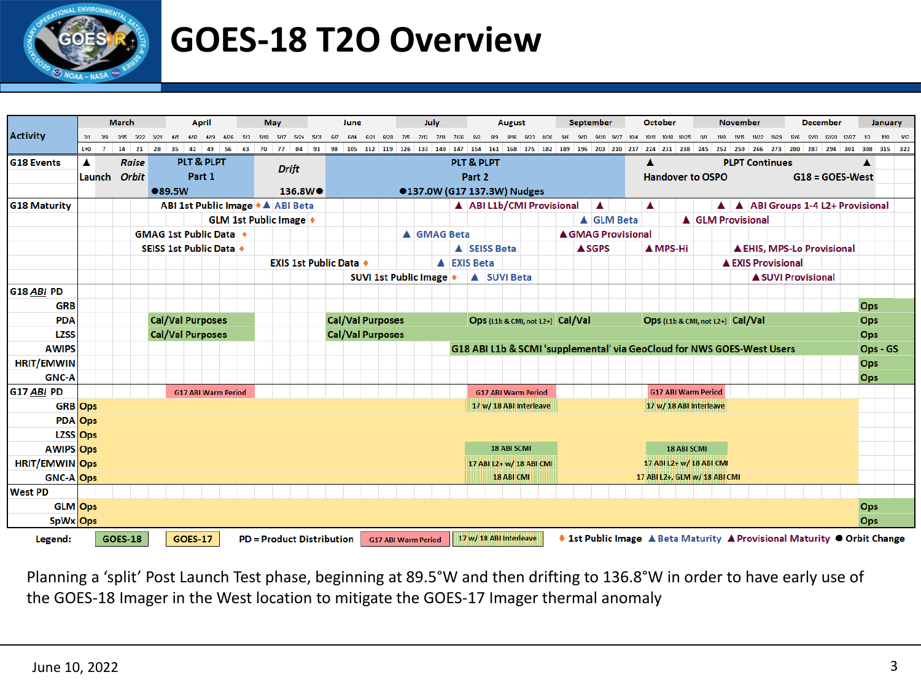# GOES-18 T2O Overview

| Activity | March | April | May | June | July | August | September | October | November | December | January |
|---|---|---|---|---|---|---|---|---|---|---|---|
| **G18 Events** | ▲ Launch; *Raise Orbit*; PLT & PLPT Part 1 ●89.5W | | *Drift* 136.8W● | PLT & PLPT Part 2 ●137.0W (G17 137.3W) Nudges | | | | ▲ Handover to OSPO | PLPT Continues | G18 = GOES-West ▲ | |
| **G18 Maturity** | | | | | | | | | | | |
| | ABI 1st Public Image ♦ ▲ ABI Beta | | | | | ▲ ABI L1b/CMI Provisional ▲ | | ▲ | ▲ ▲ ABI Groups 1-4 L2+ Provisional | | |
| | GLM 1st Public Image ♦ | | | | | | ▲ GLM Beta | | ▲ GLM Provisional | | |
| | GMAG 1st Public Data ♦ | | | | ▲ GMAG Beta | | ▲GMAG Provisional | | | | |
| | SEISS 1st Public Data ♦ | | | | | ▲ SEISS Beta | ▲SGPS | ▲MPS-Hi | ▲EHIS, MPS-Lo Provisional | | |
| | | | EXIS 1st Public Data ♦ | | ▲ EXIS Beta | | | | ▲EXIS Provisional | | |
| | | | | SUVI 1st Public Image ♦ | ▲ SUVI Beta | | | | ▲SUVI Provisional | | |
| **G18 *ABI* PD** | | | | | | | | | | | |
| GRB | | | | | | | | | | | Ops |
| PDA | Cal/Val Purposes | | | Cal/Val Purposes | | Ops (L1b & CMI, not L2+) Cal/Val | | Ops (L1b & CMI, not L2+) Cal/Val | | | Ops |
| LZSS | Cal/Val Purposes | | | Cal/Val Purposes | | | | | | | Ops |
| AWIPS | | | | | | G18 ABI L1b & SCMI 'supplemental' via GeoCloud for NWS GOES-West Users | | | | | Ops - GS |
| HRIT/EMWIN | | | | | | | | | | | Ops |
| GNC-A | | | | | | | | | | | Ops |
| **G17 *ABI* PD** | G17 ABI Warm Period | | | | | G17 ABI Warm Period | | G17 ABI Warm Period | | | |
| GRB | Ops | | | | | 17 w/ 18 ABI Interleave | | 17 w/ 18 ABI Interleave | | | |
| PDA | Ops | | | | | | | | | | |
| LZSS | Ops | | | | | | | | | | |
| AWIPS | Ops | | | | | 18 ABI SCMI | | 18 ABI SCMI | | | |
| HRIT/EMWIN | Ops | | | | | 17 ABI L2+ w/ 18 ABI CMI | | 17 ABI L2+ w/ 18 ABI CMI | | | |
| GNC-A | Ops | | | | | 18 ABI CMI | | 17 ABI L2+, GLM w/ 18 ABI CMI | | | |
| **West PD** | | | | | | | | | | | |
| GLM | Ops | | | | | | | | | | Ops |
| SpWx | Ops | | | | | | | | | | Ops |

Weeks (L+): 0, 7, 14, 21, 28, 35, 42, 49, 56, 63, 70, 77, 84, 91, 98, 105, 112, 119, 126, 133, 140, 147, 154, 161, 168, 175, 182, 189, 196, 203, 210, 217, 224, 231, 238, 245, 252, 259, 266, 273, 280, 287, 294, 301, 308, 315, 322

Legend: GOES-18 | GOES-17 | PD = Product Distribution | G17 ABI Warm Period | 17 w/ 18 ABI Interleave | ♦ 1st Public Image | ▲ Beta Maturity | ▲ Provisional Maturity | ● Orbit Change

Planning a 'split' Post Launch Test phase, beginning at 89.5°W and then drifting to 136.8°W in order to have early use of the GOES-18 Imager in the West location to mitigate the GOES-17 Imager thermal anomaly

June 10, 2022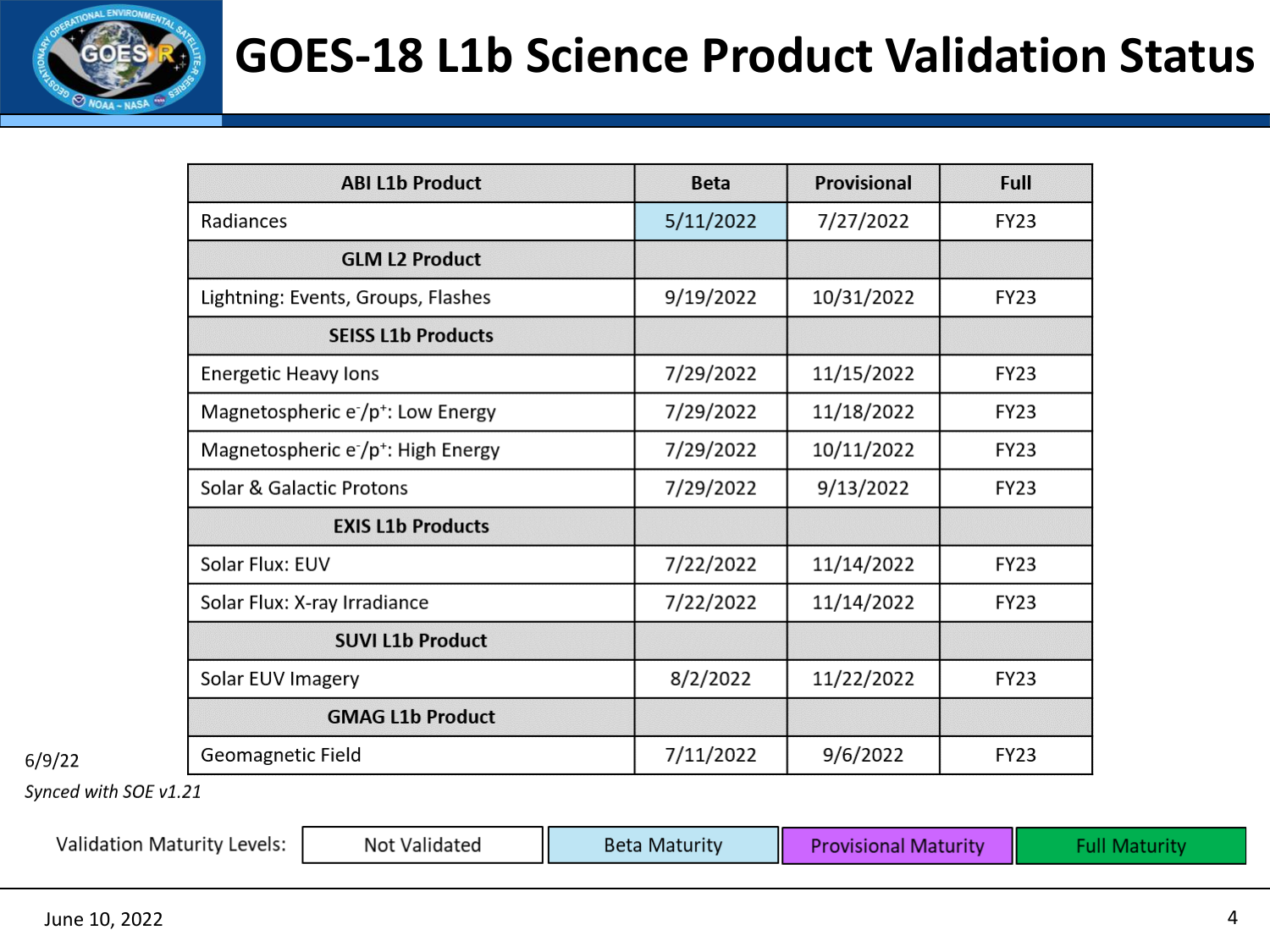# GOES-18 L1b Science Product Validation Status

| ABI L1b Product | Beta | Provisional | Full |
|---|---|---|---|
| Radiances | 5/11/2022 | 7/27/2022 | FY23 |
| **GLM L2 Product** | | | |
| Lightning: Events, Groups, Flashes | 9/19/2022 | 10/31/2022 | FY23 |
| **SEISS L1b Products** | | | |
| Energetic Heavy Ions | 7/29/2022 | 11/15/2022 | FY23 |
| Magnetospheric $e^-/p^+$: Low Energy | 7/29/2022 | 11/18/2022 | FY23 |
| Magnetospheric $e^-/p^+$: High Energy | 7/29/2022 | 10/11/2022 | FY23 |
| Solar & Galactic Protons | 7/29/2022 | 9/13/2022 | FY23 |
| **EXIS L1b Products** | | | |
| Solar Flux: EUV | 7/22/2022 | 11/14/2022 | FY23 |
| Solar Flux: X-ray Irradiance | 7/22/2022 | 11/14/2022 | FY23 |
| **SUVI L1b Product** | | | |
| Solar EUV Imagery | 8/2/2022 | 11/22/2022 | FY23 |
| **GMAG L1b Product** | | | |
| Geomagnetic Field | 7/11/2022 | 9/6/2022 | FY23 |

6/9/22

*Synced with SOE v1.21*

Validation Maturity Levels: Not Validated | Beta Maturity | Provisional Maturity | Full Maturity

June 10, 2022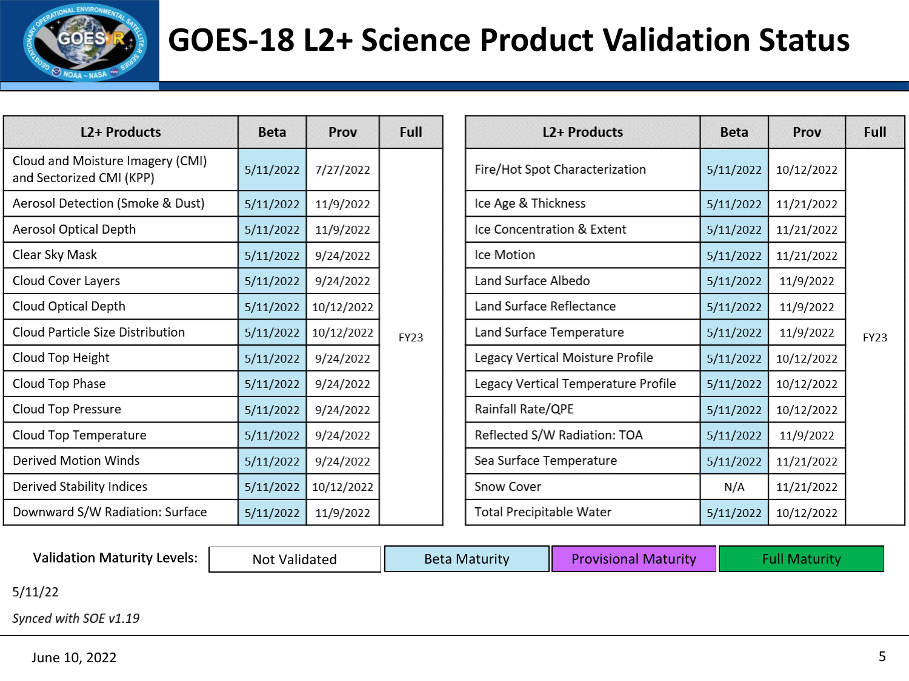# GOES-18 L2+ Science Product Validation Status

| L2+ Products | Beta | Prov | Full |
|---|---|---|---|
| Cloud and Moisture Imagery (CMI) and Sectorized CMI (KPP) | 5/11/2022 | 7/27/2022 | FY23 |
| Aerosol Detection (Smoke & Dust) | 5/11/2022 | 11/9/2022 | |
| Aerosol Optical Depth | 5/11/2022 | 11/9/2022 | |
| Clear Sky Mask | 5/11/2022 | 9/24/2022 | |
| Cloud Cover Layers | 5/11/2022 | 9/24/2022 | |
| Cloud Optical Depth | 5/11/2022 | 10/12/2022 | |
| Cloud Particle Size Distribution | 5/11/2022 | 10/12/2022 | |
| Cloud Top Height | 5/11/2022 | 9/24/2022 | |
| Cloud Top Phase | 5/11/2022 | 9/24/2022 | |
| Cloud Top Pressure | 5/11/2022 | 9/24/2022 | |
| Cloud Top Temperature | 5/11/2022 | 9/24/2022 | |
| Derived Motion Winds | 5/11/2022 | 9/24/2022 | |
| Derived Stability Indices | 5/11/2022 | 10/12/2022 | |
| Downward S/W Radiation: Surface | 5/11/2022 | 11/9/2022 | |

| L2+ Products | Beta | Prov | Full |
|---|---|---|---|
| Fire/Hot Spot Characterization | 5/11/2022 | 10/12/2022 | FY23 |
| Ice Age & Thickness | 5/11/2022 | 11/21/2022 | |
| Ice Concentration & Extent | 5/11/2022 | 11/21/2022 | |
| Ice Motion | 5/11/2022 | 11/21/2022 | |
| Land Surface Albedo | 5/11/2022 | 11/9/2022 | |
| Land Surface Reflectance | 5/11/2022 | 11/9/2022 | |
| Land Surface Temperature | 5/11/2022 | 11/9/2022 | |
| Legacy Vertical Moisture Profile | 5/11/2022 | 10/12/2022 | |
| Legacy Vertical Temperature Profile | 5/11/2022 | 10/12/2022 | |
| Rainfall Rate/QPE | 5/11/2022 | 10/12/2022 | |
| Reflected S/W Radiation: TOA | 5/11/2022 | 11/9/2022 | |
| Sea Surface Temperature | 5/11/2022 | 11/21/2022 | |
| Snow Cover | N/A | 11/21/2022 | |
| Total Precipitable Water | 5/11/2022 | 10/12/2022 | |

Validation Maturity Levels: Not Validated | Beta Maturity | Provisional Maturity | Full Maturity

5/11/22

*Synced with SOE v1.19*

June 10, 2022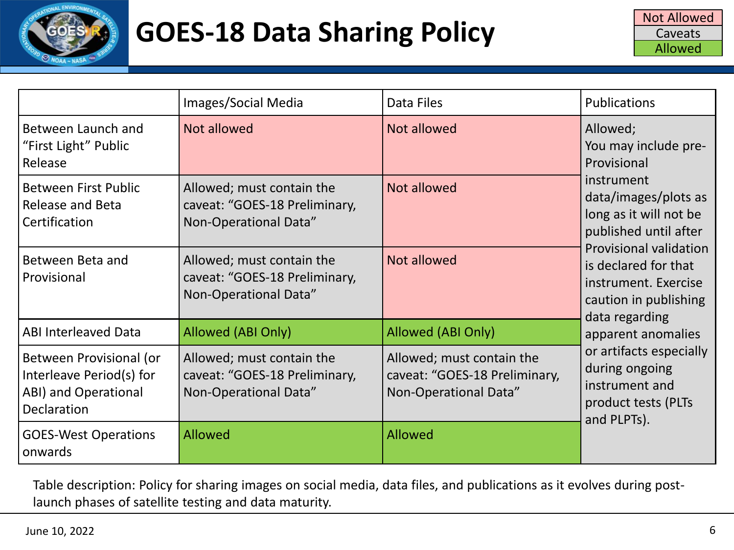# GOES-18 Data Sharing Policy

| Not Allowed |
| --- |
| Caveats |
| Allowed |

| | Images/Social Media | Data Files | Publications |
| --- | --- | --- | --- |
| Between Launch and "First Light" Public Release | Not allowed | Not allowed | Allowed; You may include pre-Provisional instrument data/images/plots as long as it will not be published until after Provisional validation is declared for that instrument. Exercise caution in publishing data regarding apparent anomalies or artifacts especially during ongoing instrument and product tests (PLTs and PLPTs). |
| Between First Public Release and Beta Certification | Allowed; must contain the caveat: "GOES-18 Preliminary, Non-Operational Data" | Not allowed | |
| Between Beta and Provisional | Allowed; must contain the caveat: "GOES-18 Preliminary, Non-Operational Data" | Not allowed | |
| ABI Interleaved Data | Allowed (ABI Only) | Allowed (ABI Only) | |
| Between Provisional (or Interleave Period(s) for ABI) and Operational Declaration | Allowed; must contain the caveat: "GOES-18 Preliminary, Non-Operational Data" | Allowed; must contain the caveat: "GOES-18 Preliminary, Non-Operational Data" | |
| GOES-West Operations onwards | Allowed | Allowed | |

Table description: Policy for sharing images on social media, data files, and publications as it evolves during post-launch phases of satellite testing and data maturity.

June 10, 2022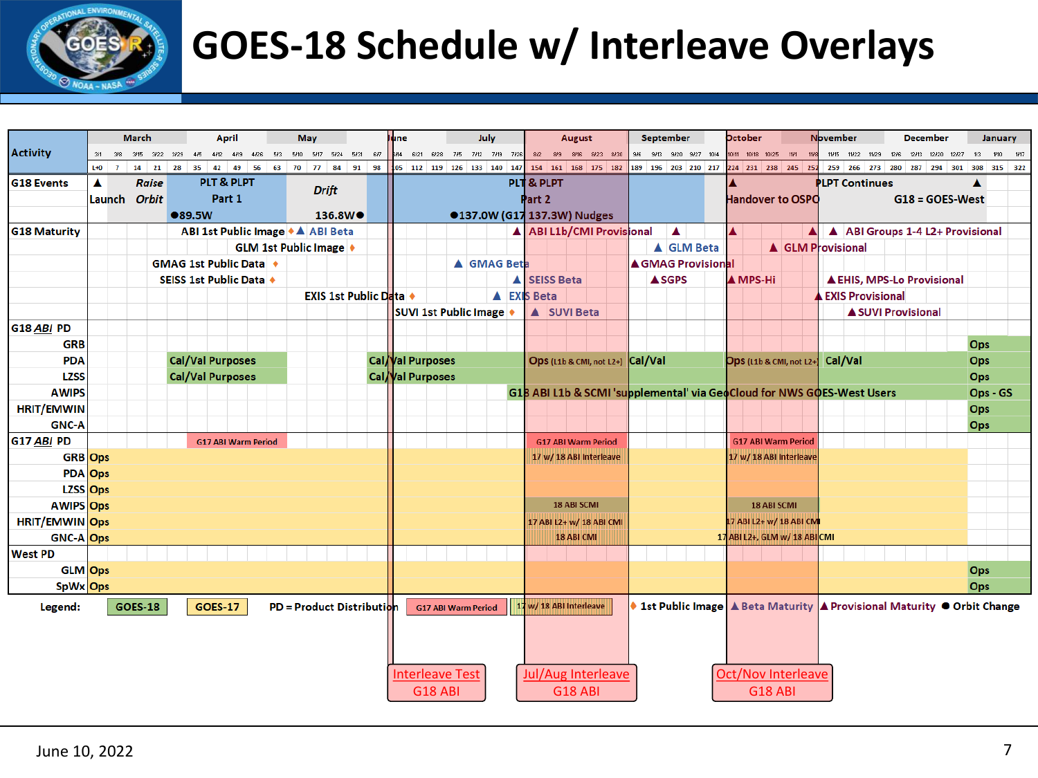# GOES-18 Schedule w/ Interleave Overlays

| Activity | March | April | May | June | July | August | September | October | November | December | January |
|---|---|---|---|---|---|---|---|---|---|---|---|
| Week | 3/1 3/8 3/15 3/22 | 3/29 4/5 4/12 4/19 4/26 | 5/3 5/10 5/17 5/24 5/31 | 6/7 6/14 6/21 6/28 | 7/5 7/12 7/19 7/26 | 8/2 8/9 8/16 8/23 8/30 | 9/6 9/13 9/20 9/27 | 10/4 10/11 10/18 10/25 | 11/1 11/8 11/15 11/22 11/29 | 12/6 12/13 12/20 12/27 | 1/3 1/10 1/17 |
| Day | L+0 7 14 21 | 28 35 42 49 56 | 63 70 77 84 91 | 98 105 112 119 | 126 133 140 147 | 154 161 168 175 182 | 189 196 203 210 | 217 224 231 238 | 245 252 259 266 273 | 280 287 294 301 | 308 315 322 |

**G18 Events:** ▲ Launch; *Raise Orbit*; PLT & PLPT Part 1; ●89.5W; *Drift*; 136.8W●; PLT & PLPT Part 2; ●137.0W (G17 137.3W) Nudges; ▲ Handover to OSPO; PLPT Continues; ▲ G18 = GOES-West

**G18 Maturity:**
- ABI 1st Public Image ♦ ▲ ABI Beta; ▲ ABI L1b/CMI Provisional; ▲; ▲; ▲; ▲ ABI Groups 1-4 L2+ Provisional
- GLM 1st Public Image ♦; ▲ GLM Beta; ▲ GLM Provisional
- GMAG 1st Public Data ♦; ▲ GMAG Beta; ▲ GMAG Provisional
- SEISS 1st Public Data ♦; ▲ SEISS Beta; ▲ SGPS; ▲ MPS-Hi; ▲ EHIS, MPS-Lo Provisional
- EXIS 1st Public Data ♦; ▲ EXIS Beta; ▲ EXIS Provisional
- SUVI 1st Public Image ♦; ▲ SUVI Beta; ▲ SUVI Provisional

**G18 *ABI* PD:**
- GRB: Ops (January)
- PDA: Cal/Val Purposes; Cal/Val Purposes; Ops (L1b & CMI, not L2+); Cal/Val; Ops (L1b & CMI, not L2+); Cal/Val; Ops
- LZSS: Cal/Val Purposes; Cal/Val Purposes; Ops
- AWIPS: G18 ABI L1b & SCMI 'supplemental' via GeoCloud for NWS GOES-West Users; Ops - GS
- HRIT/EMWIN: Ops
- GNC-A: Ops

**G17 *ABI* PD:**
- G17 ABI Warm Period (March–April); G17 ABI Warm Period (August); G17 ABI Warm Period (October)
- GRB, PDA, LZSS: Ops; 17 w/ 18 ABI Interleave (August); 17 w/ 18 ABI Interleave (Oct/Nov)
- AWIPS, HRIT/EMWIN, GNC-A: Ops; 18 ABI SCMI; 17 ABI L2+ w/ 18 ABI CMI; 18 ABI CMI (August); 18 ABI SCMI; 17 ABI L2+ w/ 18 ABI CMI; 17 ABI L2+, GLM w/ 18 ABI CMI (Oct/Nov)

**West PD:**
- GLM: Ops; Ops (January)
- SpWx: Ops; Ops (January)

Legend: GOES-18 | GOES-17 | PD = Product Distribution | G17 ABI Warm Period | 17 w/ 18 ABI Interleave | ♦ 1st Public Image | ▲ Beta Maturity | ▲ Provisional Maturity | ● Orbit Change

Interleave Test G18 ABI

Jul/Aug Interleave G18 ABI

Oct/Nov Interleave G18 ABI

June 10, 2022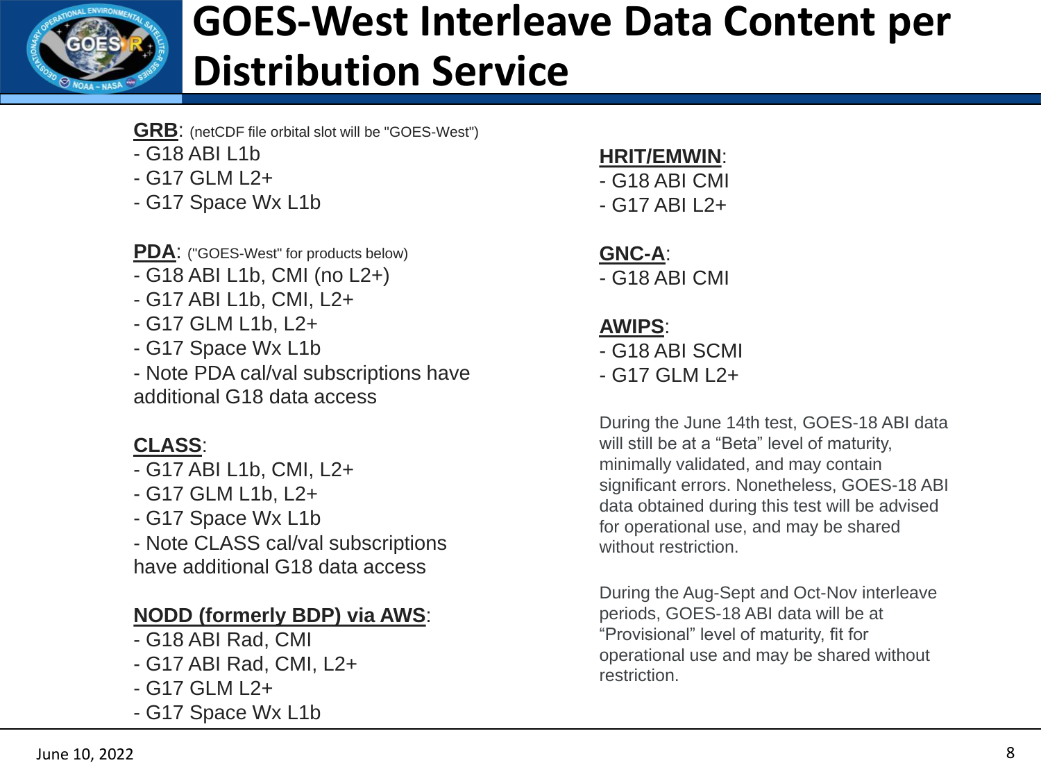# GOES-West Interleave Data Content per Distribution Service

**GRB**: (netCDF file orbital slot will be "GOES-West")
- G18 ABI L1b
- G17 GLM L2+
- G17 Space Wx L1b

**PDA**: ("GOES-West" for products below)
- G18 ABI L1b, CMI (no L2+)
- G17 ABI L1b, CMI, L2+
- G17 GLM L1b, L2+
- G17 Space Wx L1b
- Note PDA cal/val subscriptions have additional G18 data access

**CLASS**:
- G17 ABI L1b, CMI, L2+
- G17 GLM L1b, L2+
- G17 Space Wx L1b
- Note CLASS cal/val subscriptions have additional G18 data access

**NODD (formerly BDP) via AWS**:
- G18 ABI Rad, CMI
- G17 ABI Rad, CMI, L2+
- G17 GLM L2+
- G17 Space Wx L1b

**HRIT/EMWIN**:
- G18 ABI CMI
- G17 ABI L2+

**GNC-A**:
- G18 ABI CMI

**AWIPS**:
- G18 ABI SCMI
- G17 GLM L2+

During the June 14th test, GOES-18 ABI data will still be at a “Beta” level of maturity, minimally validated, and may contain significant errors. Nonetheless, GOES-18 ABI data obtained during this test will be advised for operational use, and may be shared without restriction.

During the Aug-Sept and Oct-Nov interleave periods, GOES-18 ABI data will be at “Provisional” level of maturity, fit for operational use and may be shared without restriction.

June 10, 2022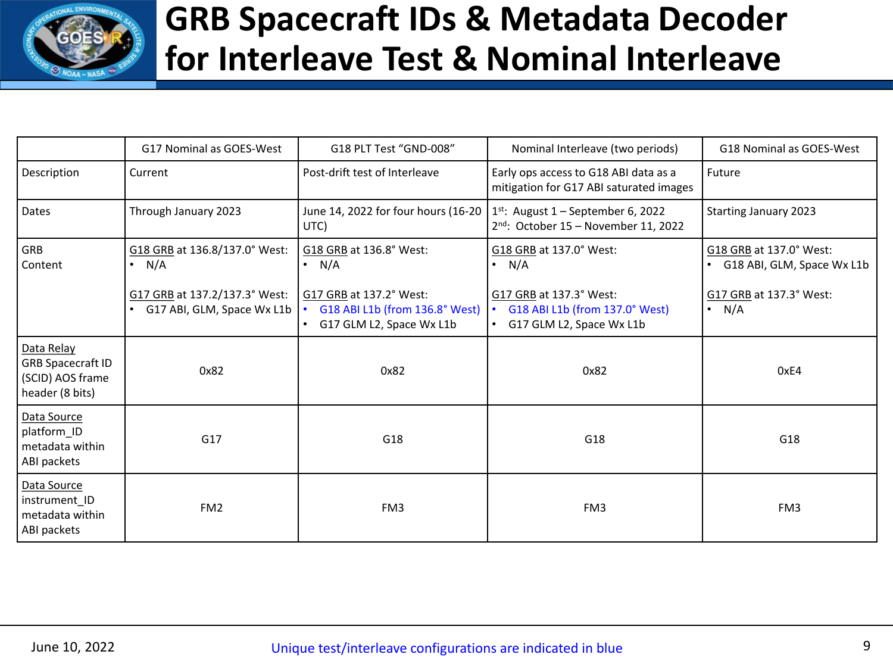# GRB Spacecraft IDs & Metadata Decoder for Interleave Test & Nominal Interleave

| | G17 Nominal as GOES-West | G18 PLT Test “GND-008” | Nominal Interleave (two periods) | G18 Nominal as GOES-West |
|---|---|---|---|---|
| Description | Current | Post-drift test of Interleave | Early ops access to G18 ABI data as a mitigation for G17 ABI saturated images | Future |
| Dates | Through January 2023 | June 14, 2022 for four hours (16-20 UTC) | 1st: August 1 – September 6, 2022<br>2nd: October 15 – November 11, 2022 | Starting January 2023 |
| GRB Content | G18 GRB at 136.8/137.0° West:<br>• N/A<br><br>G17 GRB at 137.2/137.3° West:<br>• G17 ABI, GLM, Space Wx L1b | G18 GRB at 136.8° West:<br>• N/A<br><br>G17 GRB at 137.2° West:<br>• G18 ABI L1b (from 136.8° West)<br>• G17 GLM L2, Space Wx L1b | G18 GRB at 137.0° West:<br>• N/A<br><br>G17 GRB at 137.3° West:<br>• G18 ABI L1b (from 137.0° West)<br>• G17 GLM L2, Space Wx L1b | G18 GRB at 137.0° West:<br>• G18 ABI, GLM, Space Wx L1b<br><br>G17 GRB at 137.3° West:<br>• N/A |
| Data Relay GRB Spacecraft ID (SCID) AOS frame header (8 bits) | 0x82 | 0x82 | 0x82 | 0xE4 |
| Data Source platform_ID metadata within ABI packets | G17 | G18 | G18 | G18 |
| Data Source instrument_ID metadata within ABI packets | FM2 | FM3 | FM3 | FM3 |

Unique test/interleave configurations are indicated in blue